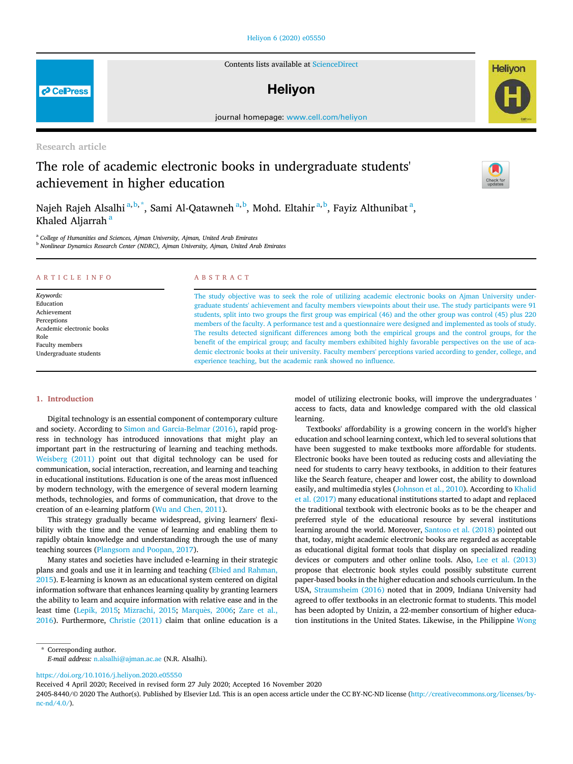Research article

# The role of academic electronic books in undergraduate students' achievement in higher education

Najeh Rajeh Alsalhi[a,b,*], Sami Al-Qatawneh[a,b], Mohd. Eltahir[a,b], Fayiz Althunibat[a], Khaled Aljarrah[a]

[a] College of Humanities and Sciences, Ajman University, Ajman, United Arab Emirates
[b] Nonlinear Dynamics Research Center (NDRC), Ajman University, Ajman, United Arab Emirates

**ARTICLE INFO**

*Keywords:*
Education
Achievement
Perceptions
Academic electronic books
Role
Faculty members
Undergraduate students

**ABSTRACT**

The study objective was to seek the role of utilizing academic electronic books on Ajman University undergraduate students' achievement and faculty members viewpoints about their use. The study participants were 91 students, split into two groups the first group was empirical (46) and the other group was control (45) plus 220 members of the faculty. A performance test and a questionnaire were designed and implemented as tools of study. The results detected significant differences among both the empirical groups and the control groups, for the benefit of the empirical group; and faculty members exhibited highly favorable perspectives on the use of academic electronic books at their university. Faculty members' perceptions varied according to gender, college, and experience teaching, but the academic rank showed no influence.

## 1. Introduction

Digital technology is an essential component of contemporary culture and society. According to Simon and Garcia-Belmar (2016), rapid progress in technology has introduced innovations that might play an important part in the restructuring of learning and teaching methods. Weisberg (2011) point out that digital technology can be used for communication, social interaction, recreation, and learning and teaching in educational institutions. Education is one of the areas most influenced by modern technology, with the emergence of several modern learning methods, technologies, and forms of communication, that drove to the creation of an e-learning platform (Wu and Chen, 2011).

This strategy gradually became widespread, giving learners' flexibility with the time and the venue of learning and enabling them to rapidly obtain knowledge and understanding through the use of many teaching sources (Plangsorn and Poopan, 2017).

Many states and societies have included e-learning in their strategic plans and goals and use it in learning and teaching (Ebied and Rahman, 2015). E-learning is known as an educational system centered on digital information software that enhances learning quality by granting learners the ability to learn and acquire information with relative ease and in the least time (Lepik, 2015; Mizrachi, 2015; Marquès, 2006; Zare et al., 2016). Furthermore, Christie (2011) claim that online education is a model of utilizing electronic books, will improve the undergraduates ' access to facts, data and knowledge compared with the old classical learning.

Textbooks' affordability is a growing concern in the world's higher education and school learning context, which led to several solutions that have been suggested to make textbooks more affordable for students. Electronic books have been touted as reducing costs and alleviating the need for students to carry heavy textbooks, in addition to their features like the Search feature, cheaper and lower cost, the ability to download easily, and multimedia styles (Johnson et al., 2010). According to Khalid et al. (2017) many educational institutions started to adapt and replaced the traditional textbook with electronic books as to be the cheaper and preferred style of the educational resource by several institutions learning around the world. Moreover, Santoso et al. (2018) pointed out that, today, might academic electronic books are regarded as acceptable as educational digital format tools that display on specialized reading devices or computers and other online tools. Also, Lee et al. (2013) propose that electronic book styles could possibly substitute current paper-based books in the higher education and schools curriculum. In the USA, Straumsheim (2016) noted that in 2009, Indiana University had agreed to offer textbooks in an electronic format to students. This model has been adopted by Unizin, a 22-member consortium of higher education institutions in the United States. Likewise, in the Philippine Wong

---

* Corresponding author.
*E-mail address:* n.alsalhi@ajman.ac.ae (N.R. Alsalhi).

https://doi.org/10.1016/j.heliyon.2020.e05550
Received 4 April 2020; Received in revised form 27 July 2020; Accepted 16 November 2020
2405-8440/© 2020 The Author(s). Published by Elsevier Ltd. This is an open access article under the CC BY-NC-ND license (http://creativecommons.org/licenses/by-nc-nd/4.0/).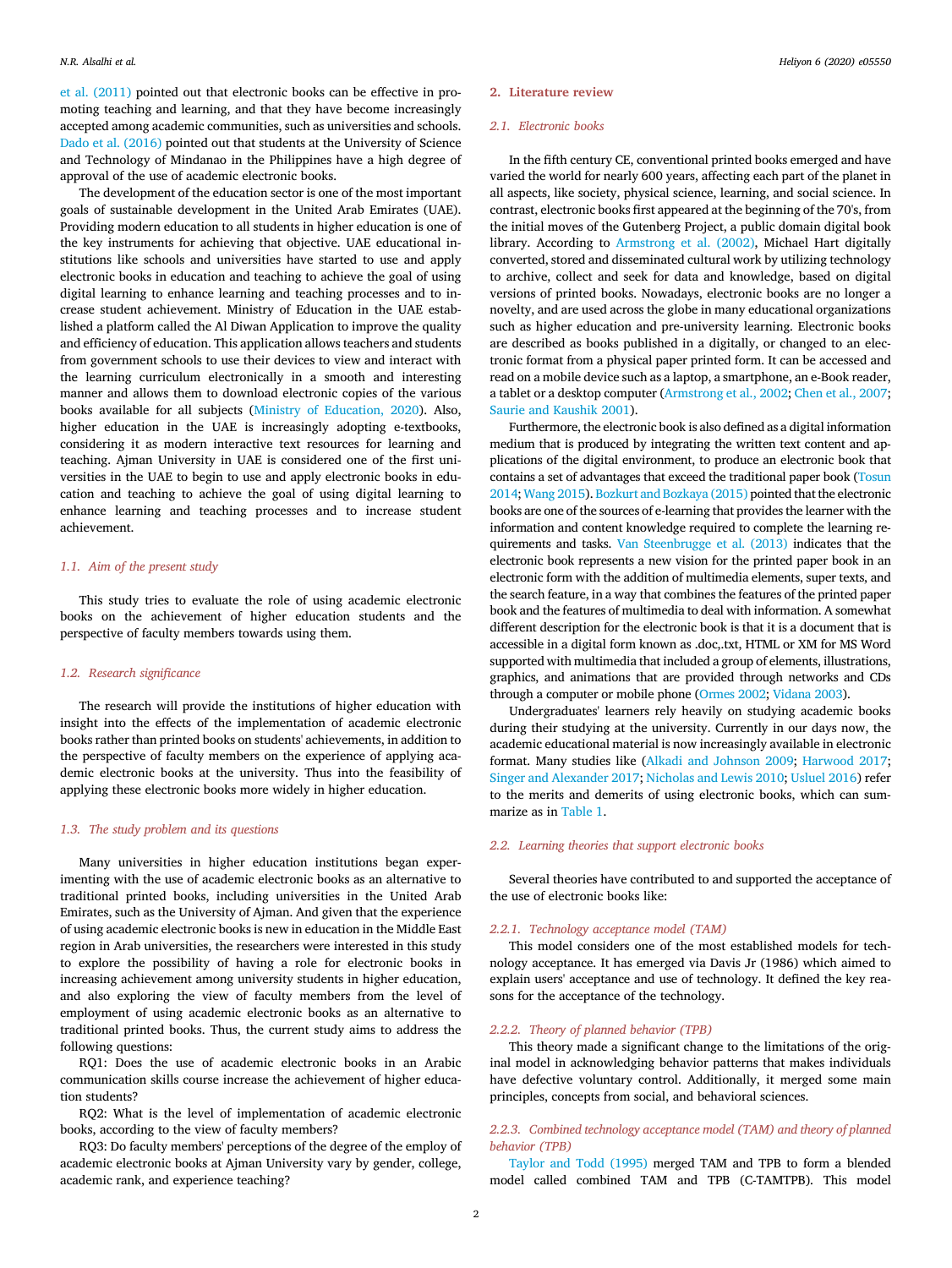et al. (2011) pointed out that electronic books can be effective in promoting teaching and learning, and that they have become increasingly accepted among academic communities, such as universities and schools. Dado et al. (2016) pointed out that students at the University of Science and Technology of Mindanao in the Philippines have a high degree of approval of the use of academic electronic books.

The development of the education sector is one of the most important goals of sustainable development in the United Arab Emirates (UAE). Providing modern education to all students in higher education is one of the key instruments for achieving that objective. UAE educational institutions like schools and universities have started to use and apply electronic books in education and teaching to achieve the goal of using digital learning to enhance learning and teaching processes and to increase student achievement. Ministry of Education in the UAE established a platform called the Al Diwan Application to improve the quality and efficiency of education. This application allows teachers and students from government schools to use their devices to view and interact with the learning curriculum electronically in a smooth and interesting manner and allows them to download electronic copies of the various books available for all subjects (Ministry of Education, 2020). Also, higher education in the UAE is increasingly adopting e-textbooks, considering it as modern interactive text resources for learning and teaching. Ajman University in UAE is considered one of the first universities in the UAE to begin to use and apply electronic books in education and teaching to achieve the goal of using digital learning to enhance learning and teaching processes and to increase student achievement.

### 1.1. Aim of the present study

This study tries to evaluate the role of using academic electronic books on the achievement of higher education students and the perspective of faculty members towards using them.

### 1.2. Research significance

The research will provide the institutions of higher education with insight into the effects of the implementation of academic electronic books rather than printed books on students' achievements, in addition to the perspective of faculty members on the experience of applying academic electronic books at the university. Thus into the feasibility of applying these electronic books more widely in higher education.

### 1.3. The study problem and its questions

Many universities in higher education institutions began experimenting with the use of academic electronic books as an alternative to traditional printed books, including universities in the United Arab Emirates, such as the University of Ajman. And given that the experience of using academic electronic books is new in education in the Middle East region in Arab universities, the researchers were interested in this study to explore the possibility of having a role for electronic books in increasing achievement among university students in higher education, and also exploring the view of faculty members from the level of employment of using academic electronic books as an alternative to traditional printed books. Thus, the current study aims to address the following questions:

RQ1: Does the use of academic electronic books in an Arabic communication skills course increase the achievement of higher education students?

RQ2: What is the level of implementation of academic electronic books, according to the view of faculty members?

RQ3: Do faculty members' perceptions of the degree of the employ of academic electronic books at Ajman University vary by gender, college, academic rank, and experience teaching?

## 2. Literature review

### 2.1. Electronic books

In the fifth century CE, conventional printed books emerged and have varied the world for nearly 600 years, affecting each part of the planet in all aspects, like society, physical science, learning, and social science. In contrast, electronic books first appeared at the beginning of the 70's, from the initial moves of the Gutenberg Project, a public domain digital book library. According to Armstrong et al. (2002), Michael Hart digitally converted, stored and disseminated cultural work by utilizing technology to archive, collect and seek for data and knowledge, based on digital versions of printed books. Nowadays, electronic books are no longer a novelty, and are used across the globe in many educational organizations such as higher education and pre-university learning. Electronic books are described as books published in a digitally, or changed to an electronic format from a physical paper printed form. It can be accessed and read on a mobile device such as a laptop, a smartphone, an e-Book reader, a tablet or a desktop computer (Armstrong et al., 2002; Chen et al., 2007; Saurie and Kaushik 2001).

Furthermore, the electronic book is also defined as a digital information medium that is produced by integrating the written text content and applications of the digital environment, to produce an electronic book that contains a set of advantages that exceed the traditional paper book (Tosun 2014; Wang 2015). Bozkurt and Bozkaya (2015) pointed that the electronic books are one of the sources of e-learning that provides the learner with the information and content knowledge required to complete the learning requirements and tasks. Van Steenbrugge et al. (2013) indicates that the electronic book represents a new vision for the printed paper book in an electronic form with the addition of multimedia elements, super texts, and the search feature, in a way that combines the features of the printed paper book and the features of multimedia to deal with information. A somewhat different description for the electronic book is that it is a document that is accessible in a digital form known as .doc,.txt, HTML or XM for MS Word supported with multimedia that included a group of elements, illustrations, graphics, and animations that are provided through networks and CDs through a computer or mobile phone (Ormes 2002; Vidana 2003).

Undergraduates' learners rely heavily on studying academic books during their studying at the university. Currently in our days now, the academic educational material is now increasingly available in electronic format. Many studies like (Alkadi and Johnson 2009; Harwood 2017; Singer and Alexander 2017; Nicholas and Lewis 2010; Usluel 2016) refer to the merits and demerits of using electronic books, which can summarize as in Table 1.

### 2.2. Learning theories that support electronic books

Several theories have contributed to and supported the acceptance of the use of electronic books like:

#### 2.2.1. Technology acceptance model (TAM)

This model considers one of the most established models for technology acceptance. It has emerged via Davis Jr (1986) which aimed to explain users' acceptance and use of technology. It defined the key reasons for the acceptance of the technology.

#### 2.2.2. Theory of planned behavior (TPB)

This theory made a significant change to the limitations of the original model in acknowledging behavior patterns that makes individuals have defective voluntary control. Additionally, it merged some main principles, concepts from social, and behavioral sciences.

#### 2.2.3. Combined technology acceptance model (TAM) and theory of planned behavior (TPB)

Taylor and Todd (1995) merged TAM and TPB to form a blended model called combined TAM and TPB (C-TAMTPB). This model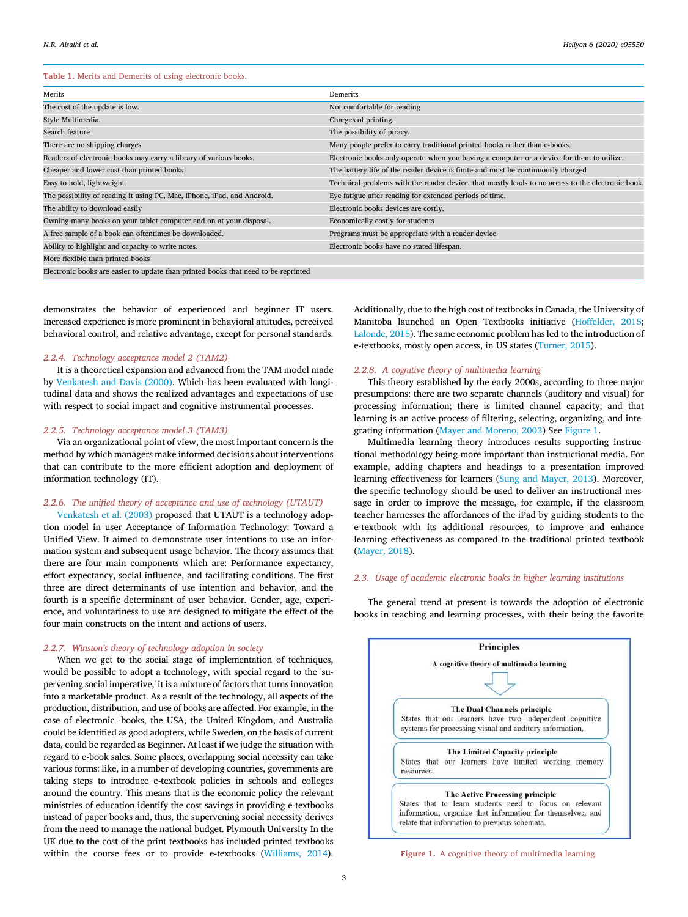Table 1. Merits and Demerits of using electronic books.

| Merits | Demerits |
|---|---|
| The cost of the update is low. | Not comfortable for reading |
| Style Multimedia. | Charges of printing. |
| Search feature | The possibility of piracy. |
| There are no shipping charges | Many people prefer to carry traditional printed books rather than e-books. |
| Readers of electronic books may carry a library of various books. | Electronic books only operate when you having a computer or a device for them to utilize. |
| Cheaper and lower cost than printed books | The battery life of the reader device is finite and must be continuously charged |
| Easy to hold, lightweight | Technical problems with the reader device, that mostly leads to no access to the electronic book. |
| The possibility of reading it using PC, Mac, iPhone, iPad, and Android. | Eye fatigue after reading for extended periods of time. |
| The ability to download easily | Electronic books devices are costly. |
| Owning many books on your tablet computer and on at your disposal. | Economically costly for students |
| A free sample of a book can oftentimes be downloaded. | Programs must be appropriate with a reader device |
| Ability to highlight and capacity to write notes. | Electronic books have no stated lifespan. |
| More flexible than printed books | |
| Electronic books are easier to update than printed books that need to be reprinted | |

demonstrates the behavior of experienced and beginner IT users. Increased experience is more prominent in behavioral attitudes, perceived behavioral control, and relative advantage, except for personal standards.

#### 2.2.4. Technology acceptance model 2 (TAM2)

It is a theoretical expansion and advanced from the TAM model made by Venkatesh and Davis (2000). Which has been evaluated with longitudinal data and shows the realized advantages and expectations of use with respect to social impact and cognitive instrumental processes.

#### 2.2.5. Technology acceptance model 3 (TAM3)

Via an organizational point of view, the most important concern is the method by which managers make informed decisions about interventions that can contribute to the more efficient adoption and deployment of information technology (IT).

#### 2.2.6. The unified theory of acceptance and use of technology (UTAUT)

Venkatesh et al. (2003) proposed that UTAUT is a technology adoption model in user Acceptance of Information Technology: Toward a Unified View. It aimed to demonstrate user intentions to use an information system and subsequent usage behavior. The theory assumes that there are four main components which are: Performance expectancy, effort expectancy, social influence, and facilitating conditions. The first three are direct determinants of use intention and behavior, and the fourth is a specific determinant of user behavior. Gender, age, experience, and voluntariness to use are designed to mitigate the effect of the four main constructs on the intent and actions of users.

#### 2.2.7. Winston's theory of technology adoption in society

When we get to the social stage of implementation of techniques, would be possible to adopt a technology, with special regard to the 'supervening social imperative,' it is a mixture of factors that turns innovation into a marketable product. As a result of the technology, all aspects of the production, distribution, and use of books are affected. For example, in the case of electronic -books, the USA, the United Kingdom, and Australia could be identified as good adopters, while Sweden, on the basis of current data, could be regarded as Beginner. At least if we judge the situation with regard to e-book sales. Some places, overlapping social necessity can take various forms: like, in a number of developing countries, governments are taking steps to introduce e-textbook policies in schools and colleges around the country. This means that is the economic policy the relevant ministries of education identify the cost savings in providing e-textbooks instead of paper books and, thus, the supervening social necessity derives from the need to manage the national budget. Plymouth University In the UK due to the cost of the print textbooks has included printed textbooks within the course fees or to provide e-textbooks (Williams, 2014). Additionally, due to the high cost of textbooks in Canada, the University of Manitoba launched an Open Textbooks initiative (Hoffelder, 2015; Lalonde, 2015). The same economic problem has led to the introduction of e-textbooks, mostly open access, in US states (Turner, 2015).

#### 2.2.8. A cognitive theory of multimedia learning

This theory established by the early 2000s, according to three major presumptions: there are two separate channels (auditory and visual) for processing information; there is limited channel capacity; and that learning is an active process of filtering, selecting, organizing, and integrating information (Mayer and Moreno, 2003) See Figure 1.

Multimedia learning theory introduces results supporting instructional methodology being more important than instructional media. For example, adding chapters and headings to a presentation improved learning effectiveness for learners (Sung and Mayer, 2013). Moreover, the specific technology should be used to deliver an instructional message in order to improve the message, for example, if the classroom teacher harnesses the affordances of the iPad by guiding students to the e-textbook with its additional resources, to improve and enhance learning effectiveness as compared to the traditional printed textbook (Mayer, 2018).

### 2.3. Usage of academic electronic books in higher learning institutions

The general trend at present is towards the adoption of electronic books in teaching and learning processes, with their being the favorite

Principles

A cognitive theory of multimedia learning

The Dual Channels principle
States that our learners have two independent cognitive systems for processing visual and auditory information,

The Limited Capacity principle
States that our learners have limited working memory resources.

The Active Processing principle
States that to learn students need to focus on relevant information, organize that information for themselves, and relate that information to previous schemata.

Figure 1. A cognitive theory of multimedia learning.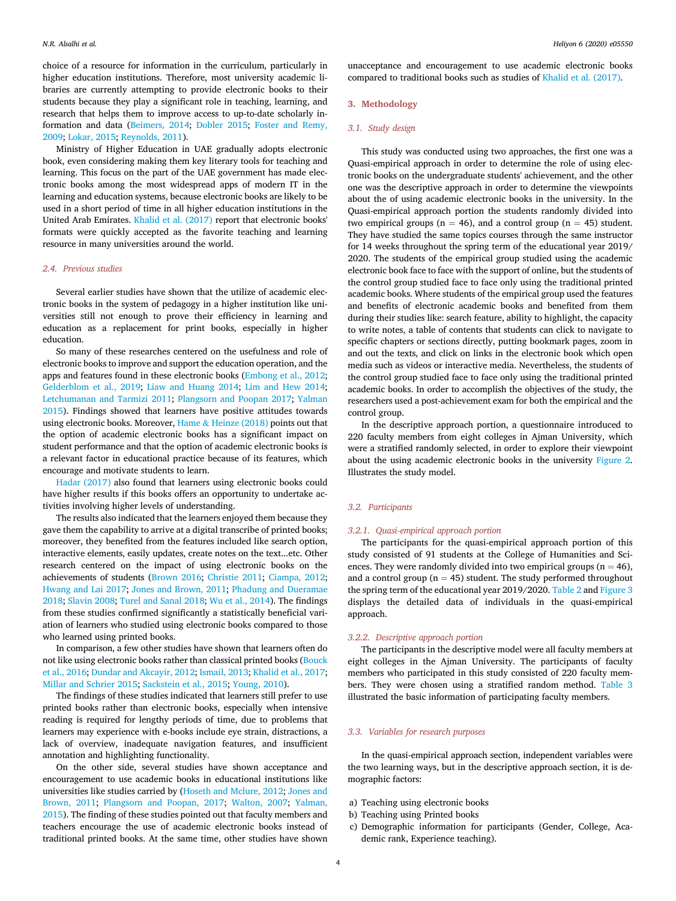choice of a resource for information in the curriculum, particularly in higher education institutions. Therefore, most university academic libraries are currently attempting to provide electronic books to their students because they play a significant role in teaching, learning, and research that helps them to improve access to up-to-date scholarly information and data (Beimers, 2014; Dobler 2015; Foster and Remy, 2009; Lokar, 2015; Reynolds, 2011).

Ministry of Higher Education in UAE gradually adopts electronic book, even considering making them key literary tools for teaching and learning. This focus on the part of the UAE government has made electronic books among the most widespread apps of modern IT in the learning and education systems, because electronic books are likely to be used in a short period of time in all higher education institutions in the United Arab Emirates. Khalid et al. (2017) report that electronic books' formats were quickly accepted as the favorite teaching and learning resource in many universities around the world.

### 2.4. Previous studies

Several earlier studies have shown that the utilize of academic electronic books in the system of pedagogy in a higher institution like universities still not enough to prove their efficiency in learning and education as a replacement for print books, especially in higher education.

So many of these researches centered on the usefulness and role of electronic books to improve and support the education operation, and the apps and features found in these electronic books (Embong et al., 2012; Gelderblom et al., 2019; Liaw and Huang 2014; Lim and Hew 2014; Letchumanan and Tarmizi 2011; Plangsorn and Poopan 2017; Yalman 2015). Findings showed that learners have positive attitudes towards using electronic books. Moreover, Hame & Heinze (2018) points out that the option of academic electronic books has a significant impact on student performance and that the option of academic electronic books is a relevant factor in educational practice because of its features, which encourage and motivate students to learn.

Hadar (2017) also found that learners using electronic books could have higher results if this books offers an opportunity to undertake activities involving higher levels of understanding.

The results also indicated that the learners enjoyed them because they gave them the capability to arrive at a digital transcribe of printed books; moreover, they benefited from the features included like search option, interactive elements, easily updates, create notes on the text...etc. Other research centered on the impact of using electronic books on the achievements of students (Brown 2016; Christie 2011; Ciampa, 2012; Hwang and Lai 2017; Jones and Brown, 2011; Phadung and Dueramae 2018; Slavin 2008; Turel and Sanal 2018; Wu et al., 2014). The findings from these studies confirmed significantly a statistically beneficial variation of learners who studied using electronic books compared to those who learned using printed books.

In comparison, a few other studies have shown that learners often do not like using electronic books rather than classical printed books (Bouck et al., 2016; Dundar and Akcayir, 2012; Ismail, 2013; Khalid et al., 2017; Millar and Schrier 2015; Sackstein et al., 2015; Young, 2010).

The findings of these studies indicated that learners still prefer to use printed books rather than electronic books, especially when intensive reading is required for lengthy periods of time, due to problems that learners may experience with e-books include eye strain, distractions, a lack of overview, inadequate navigation features, and insufficient annotation and highlighting functionality.

On the other side, several studies have shown acceptance and encouragement to use academic books in educational institutions like universities like studies carried by (Hoseth and Mclure, 2012; Jones and Brown, 2011; Plangsorn and Poopan, 2017; Walton, 2007; Yalman, 2015). The finding of these studies pointed out that faculty members and teachers encourage the use of academic electronic books instead of traditional printed books. At the same time, other studies have shown unacceptance and encouragement to use academic electronic books compared to traditional books such as studies of Khalid et al. (2017).

## 3. Methodology

### 3.1. Study design

This study was conducted using two approaches, the first one was a Quasi-empirical approach in order to determine the role of using electronic books on the undergraduate students' achievement, and the other one was the descriptive approach in order to determine the viewpoints about the of using academic electronic books in the university. In the Quasi-empirical approach portion the students randomly divided into two empirical groups ($n = 46$), and a control group ($n = 45$) student. They have studied the same topics courses through the same instructor for 14 weeks throughout the spring term of the educational year 2019/2020. The students of the empirical group studied using the academic electronic book face to face with the support of online, but the students of the control group studied face to face only using the traditional printed academic books. Where students of the empirical group used the features and benefits of electronic academic books and benefited from them during their studies like: search feature, ability to highlight, the capacity to write notes, a table of contents that students can click to navigate to specific chapters or sections directly, putting bookmark pages, zoom in and out the texts, and click on links in the electronic book which open media such as videos or interactive media. Nevertheless, the students of the control group studied face to face only using the traditional printed academic books. In order to accomplish the objectives of the study, the researchers used a post-achievement exam for both the empirical and the control group.

In the descriptive approach portion, a questionnaire introduced to 220 faculty members from eight colleges in Ajman University, which were a stratified randomly selected, in order to explore their viewpoint about the using academic electronic books in the university Figure 2. Illustrates the study model.

### 3.2. Participants

#### 3.2.1. Quasi-empirical approach portion

The participants for the quasi-empirical approach portion of this study consisted of 91 students at the College of Humanities and Sciences. They were randomly divided into two empirical groups ($n = 46$), and a control group ($n = 45$) student. The study performed throughout the spring term of the educational year 2019/2020. Table 2 and Figure 3 displays the detailed data of individuals in the quasi-empirical approach.

#### 3.2.2. Descriptive approach portion

The participants in the descriptive model were all faculty members at eight colleges in the Ajman University. The participants of faculty members who participated in this study consisted of 220 faculty members. They were chosen using a stratified random method. Table 3 illustrated the basic information of participating faculty members.

### 3.3. Variables for research purposes

In the quasi-empirical approach section, independent variables were the two learning ways, but in the descriptive approach section, it is demographic factors:

a) Teaching using electronic books
b) Teaching using Printed books
c) Demographic information for participants (Gender, College, Academic rank, Experience teaching).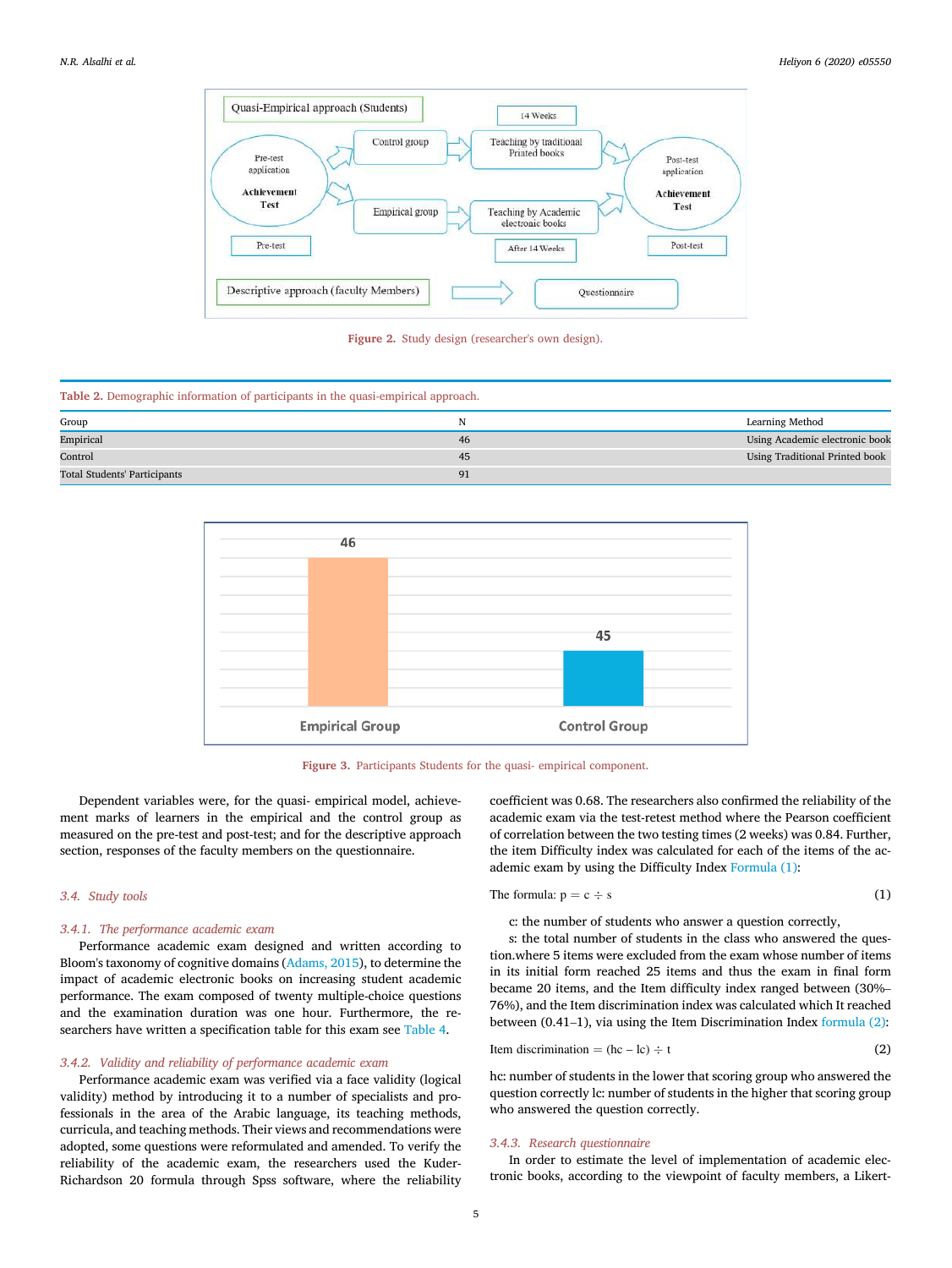Figure 2. Study design (researcher's own design).

Table 2. Demographic information of participants in the quasi-empirical approach.

| Group | N | Learning Method |
| --- | --- | --- |
| Empirical | 46 | Using Academic electronic book |
| Control | 45 | Using Traditional Printed book |
| Total Students' Participants | 91 | |

Figure 3. Participants Students for the quasi- empirical component.

Dependent variables were, for the quasi- empirical model, achievement marks of learners in the empirical and the control group as measured on the pre-test and post-test; and for the descriptive approach section, responses of the faculty members on the questionnaire.

### 3.4. Study tools

#### 3.4.1. The performance academic exam

Performance academic exam designed and written according to Bloom's taxonomy of cognitive domains (Adams, 2015), to determine the impact of academic electronic books on increasing student academic performance. The exam composed of twenty multiple-choice questions and the examination duration was one hour. Furthermore, the researchers have written a specification table for this exam see Table 4.

#### 3.4.2. Validity and reliability of performance academic exam

Performance academic exam was verified via a face validity (logical validity) method by introducing it to a number of specialists and professionals in the area of the Arabic language, its teaching methods, curricula, and teaching methods. Their views and recommendations were adopted, some questions were reformulated and amended. To verify the reliability of the academic exam, the researchers used the Kuder-Richardson 20 formula through Spss software, where the reliability coefficient was 0.68. The researchers also confirmed the reliability of the academic exam via the test-retest method where the Pearson coefficient of correlation between the two testing times (2 weeks) was 0.84. Further, the item Difficulty index was calculated for each of the items of the academic exam by using the Difficulty Index Formula (1):

$$\text{The formula: } p = c \div s \tag{1}$$

c: the number of students who answer a question correctly,

s: the total number of students in the class who answered the question.where 5 items were excluded from the exam whose number of items in its initial form reached 25 items and thus the exam in final form became 20 items, and the Item difficulty index ranged between (30%–76%), and the Item discrimination index was calculated which It reached between (0.41–1), via using the Item Discrimination Index formula (2):

$$\text{Item discrimination} = (hc - lc) \div t \tag{2}$$

hc: number of students in the lower that scoring group who answered the question correctly lc: number of students in the higher that scoring group who answered the question correctly.

#### 3.4.3. Research questionnaire

In order to estimate the level of implementation of academic electronic books, according to the viewpoint of faculty members, a Likert-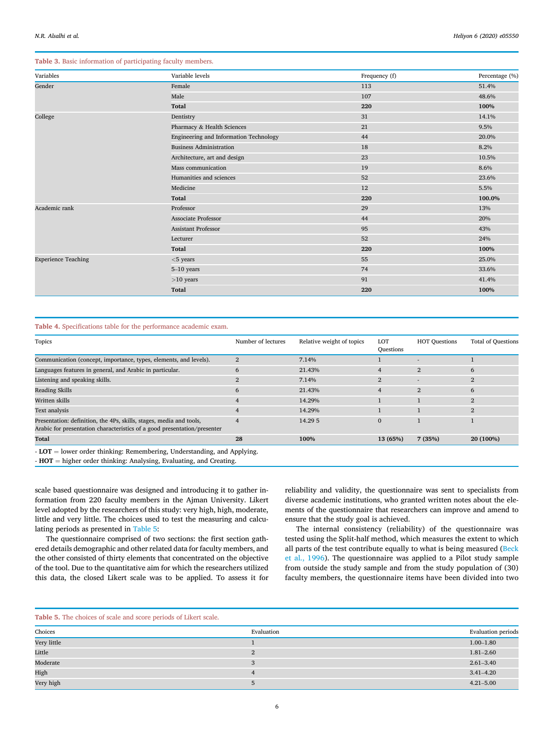**Table 3.** Basic information of participating faculty members.

| Variables | Variable levels | Frequency (f) | Percentage (%) |
|---|---|---|---|
| Gender | Female | 113 | 51.4% |
| | Male | 107 | 48.6% |
| | **Total** | **220** | **100%** |
| College | Dentistry | 31 | 14.1% |
| | Pharmacy & Health Sciences | 21 | 9.5% |
| | Engineering and Information Technology | 44 | 20.0% |
| | Business Administration | 18 | 8.2% |
| | Architecture, art and design | 23 | 10.5% |
| | Mass communication | 19 | 8.6% |
| | Humanities and sciences | 52 | 23.6% |
| | Medicine | 12 | 5.5% |
| | **Total** | **220** | **100.0%** |
| Academic rank | Professor | 29 | 13% |
| | Associate Professor | 44 | 20% |
| | Assistant Professor | 95 | 43% |
| | Lecturer | 52 | 24% |
| | **Total** | **220** | **100%** |
| Experience Teaching | <5 years | 55 | 25.0% |
| | 5–10 years | 74 | 33.6% |
| | >10 years | 91 | 41.4% |
| | **Total** | **220** | **100%** |

**Table 4.** Specifications table for the performance academic exam.

| Topics | Number of lectures | Relative weight of topics | LOT Questions | HOT Questions | Total of Questions |
|---|---|---|---|---|---|
| Communication (concept, importance, types, elements, and levels). | 2 | 7.14% | 1 | - | 1 |
| Languages features in general, and Arabic in particular. | 6 | 21.43% | 4 | 2 | 6 |
| Listening and speaking skills. | 2 | 7.14% | 2 | - | 2 |
| Reading Skills | 6 | 21.43% | 4 | 2 | 6 |
| Written skills | 4 | 14.29% | 1 | 1 | 2 |
| Text analysis | 4 | 14.29% | 1 | 1 | 2 |
| Presentation: definition, the 4Ps, skills, stages, media and tools, Arabic for presentation characteristics of a good presentation/presenter | 4 | 14.29 5 | 0 | 1 | 1 |
| **Total** | **28** | **100%** | **13 (65%)** | **7 (35%)** | **20 (100%)** |

- **LOT** = lower order thinking: Remembering, Understanding, and Applying.
- **HOT** = higher order thinking: Analysing, Evaluating, and Creating.

scale based questionnaire was designed and introducing it to gather information from 220 faculty members in the Ajman University. Likert level adopted by the researchers of this study: very high, high, moderate, little and very little. The choices used to test the measuring and calculating periods as presented in Table 5:

The questionnaire comprised of two sections: the first section gathered details demographic and other related data for faculty members, and the other consisted of thirty elements that concentrated on the objective of the tool. Due to the quantitative aim for which the researchers utilized this data, the closed Likert scale was to be applied. To assess it for reliability and validity, the questionnaire was sent to specialists from diverse academic institutions, who granted written notes about the elements of the questionnaire that researchers can improve and amend to ensure that the study goal is achieved.

The internal consistency (reliability) of the questionnaire was tested using the Split-half method, which measures the extent to which all parts of the test contribute equally to what is being measured (Beck et al., 1996). The questionnaire was applied to a Pilot study sample from outside the study sample and from the study population of (30) faculty members, the questionnaire items have been divided into two

**Table 5.** The choices of scale and score periods of Likert scale.

| Choices | Evaluation | Evaluation periods |
|---|---|---|
| Very little | 1 | 1.00–1.80 |
| Little | 2 | 1.81–2.60 |
| Moderate | 3 | 2.61–3.40 |
| High | 4 | 3.41–4.20 |
| Very high | 5 | 4.21–5.00 |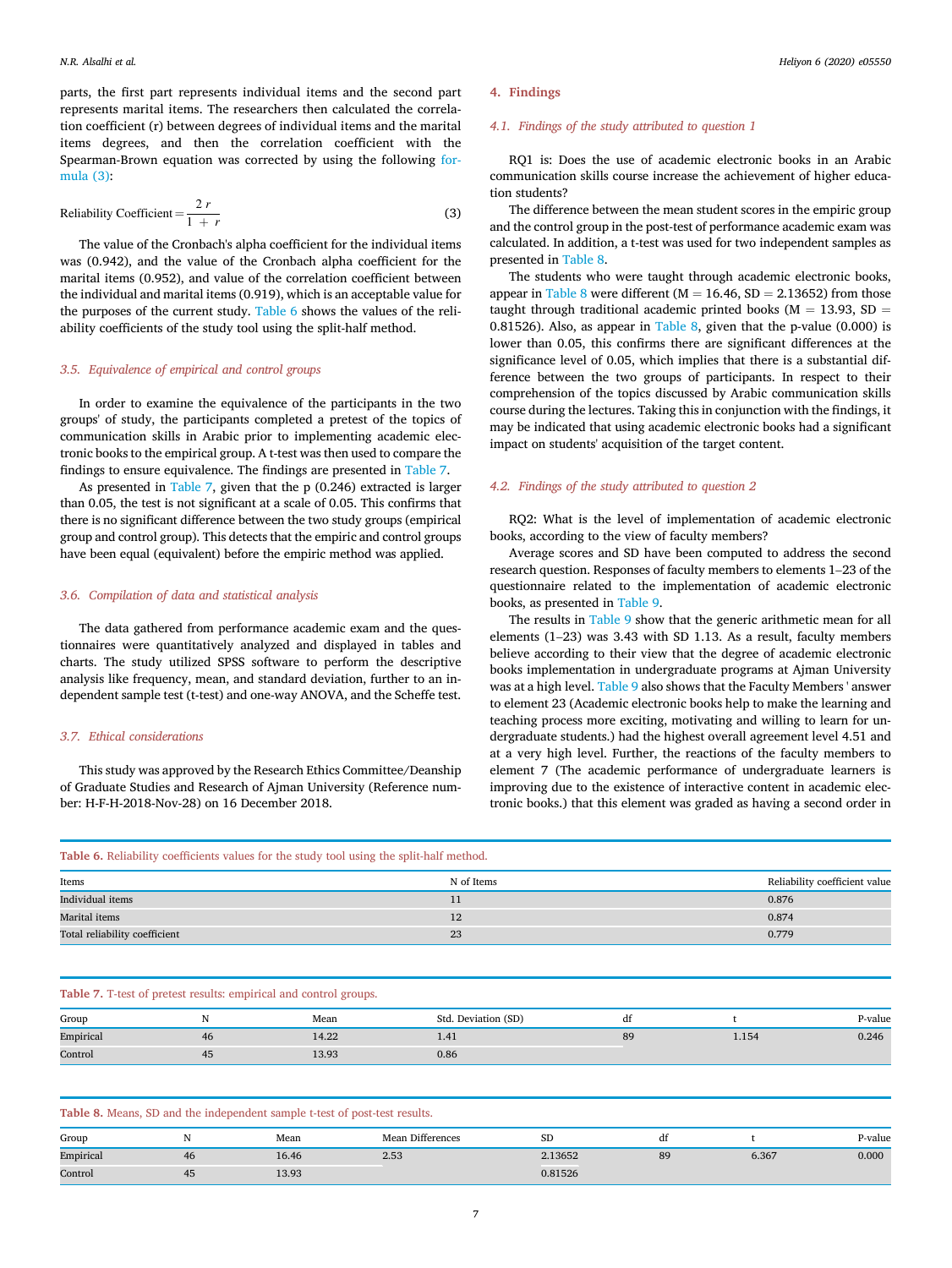parts, the first part represents individual items and the second part represents marital items. The researchers then calculated the correlation coefficient (r) between degrees of individual items and the marital items degrees, and then the correlation coefficient with the Spearman-Brown equation was corrected by using the following formula (3):

$$\text{Reliability Coefficient} = \frac{2\,r}{1 + r} \tag{3}$$

The value of the Cronbach's alpha coefficient for the individual items was (0.942), and the value of the Cronbach alpha coefficient for the marital items (0.952), and value of the correlation coefficient between the individual and marital items (0.919), which is an acceptable value for the purposes of the current study. Table 6 shows the values of the reliability coefficients of the study tool using the split-half method.

### 3.5. Equivalence of empirical and control groups

In order to examine the equivalence of the participants in the two groups' of study, the participants completed a pretest of the topics of communication skills in Arabic prior to implementing academic electronic books to the empirical group. A t-test was then used to compare the findings to ensure equivalence. The findings are presented in Table 7.

As presented in Table 7, given that the p (0.246) extracted is larger than 0.05, the test is not significant at a scale of 0.05. This confirms that there is no significant difference between the two study groups (empirical group and control group). This detects that the empiric and control groups have been equal (equivalent) before the empiric method was applied.

### 3.6. Compilation of data and statistical analysis

The data gathered from performance academic exam and the questionnaires were quantitatively analyzed and displayed in tables and charts. The study utilized SPSS software to perform the descriptive analysis like frequency, mean, and standard deviation, further to an independent sample test (t-test) and one-way ANOVA, and the Scheffe test.

### 3.7. Ethical considerations

This study was approved by the Research Ethics Committee/Deanship of Graduate Studies and Research of Ajman University (Reference number: H-F-H-2018-Nov-28) on 16 December 2018.

## 4. Findings

### 4.1. Findings of the study attributed to question 1

RQ1 is: Does the use of academic electronic books in an Arabic communication skills course increase the achievement of higher education students?

The difference between the mean student scores in the empiric group and the control group in the post-test of performance academic exam was calculated. In addition, a t-test was used for two independent samples as presented in Table 8.

The students who were taught through academic electronic books, appear in Table 8 were different (M = 16.46, SD = 2.13652) from those taught through traditional academic printed books (M = 13.93, SD = 0.81526). Also, as appear in Table 8, given that the p-value (0.000) is lower than 0.05, this confirms there are significant differences at the significance level of 0.05, which implies that there is a substantial difference between the two groups of participants. In respect to their comprehension of the topics discussed by Arabic communication skills course during the lectures. Taking this in conjunction with the findings, it may be indicated that using academic electronic books had a significant impact on students' acquisition of the target content.

### 4.2. Findings of the study attributed to question 2

RQ2: What is the level of implementation of academic electronic books, according to the view of faculty members?

Average scores and SD have been computed to address the second research question. Responses of faculty members to elements 1–23 of the questionnaire related to the implementation of academic electronic books, as presented in Table 9.

The results in Table 9 show that the generic arithmetic mean for all elements (1–23) was 3.43 with SD 1.13. As a result, faculty members believe according to their view that the degree of academic electronic books implementation in undergraduate programs at Ajman University was at a high level. Table 9 also shows that the Faculty Members ' answer to element 23 (Academic electronic books help to make the learning and teaching process more exciting, motivating and willing to learn for undergraduate students.) had the highest overall agreement level 4.51 and at a very high level. Further, the reactions of the faculty members to element 7 (The academic performance of undergraduate learners is improving due to the existence of interactive content in academic electronic books.) that this element was graded as having a second order in

**Table 6.** Reliability coefficients values for the study tool using the split-half method.

| Items | N of Items | Reliability coefficient value |
|---|---|---|
| Individual items | 11 | 0.876 |
| Marital items | 12 | 0.874 |
| Total reliability coefficient | 23 | 0.779 |

**Table 7.** T-test of pretest results: empirical and control groups.

| Group | N | Mean | Std. Deviation (SD) | df | t | P-value |
|---|---|---|---|---|---|---|
| Empirical | 46 | 14.22 | 1.41 | 89 | 1.154 | 0.246 |
| Control | 45 | 13.93 | 0.86 | | | |

**Table 8.** Means, SD and the independent sample t-test of post-test results.

| Group | N | Mean | Mean Differences | SD | df | t | P-value |
|---|---|---|---|---|---|---|---|
| Empirical | 46 | 16.46 | 2.53 | 2.13652 | 89 | 6.367 | 0.000 |
| Control | 45 | 13.93 | | 0.81526 | | | |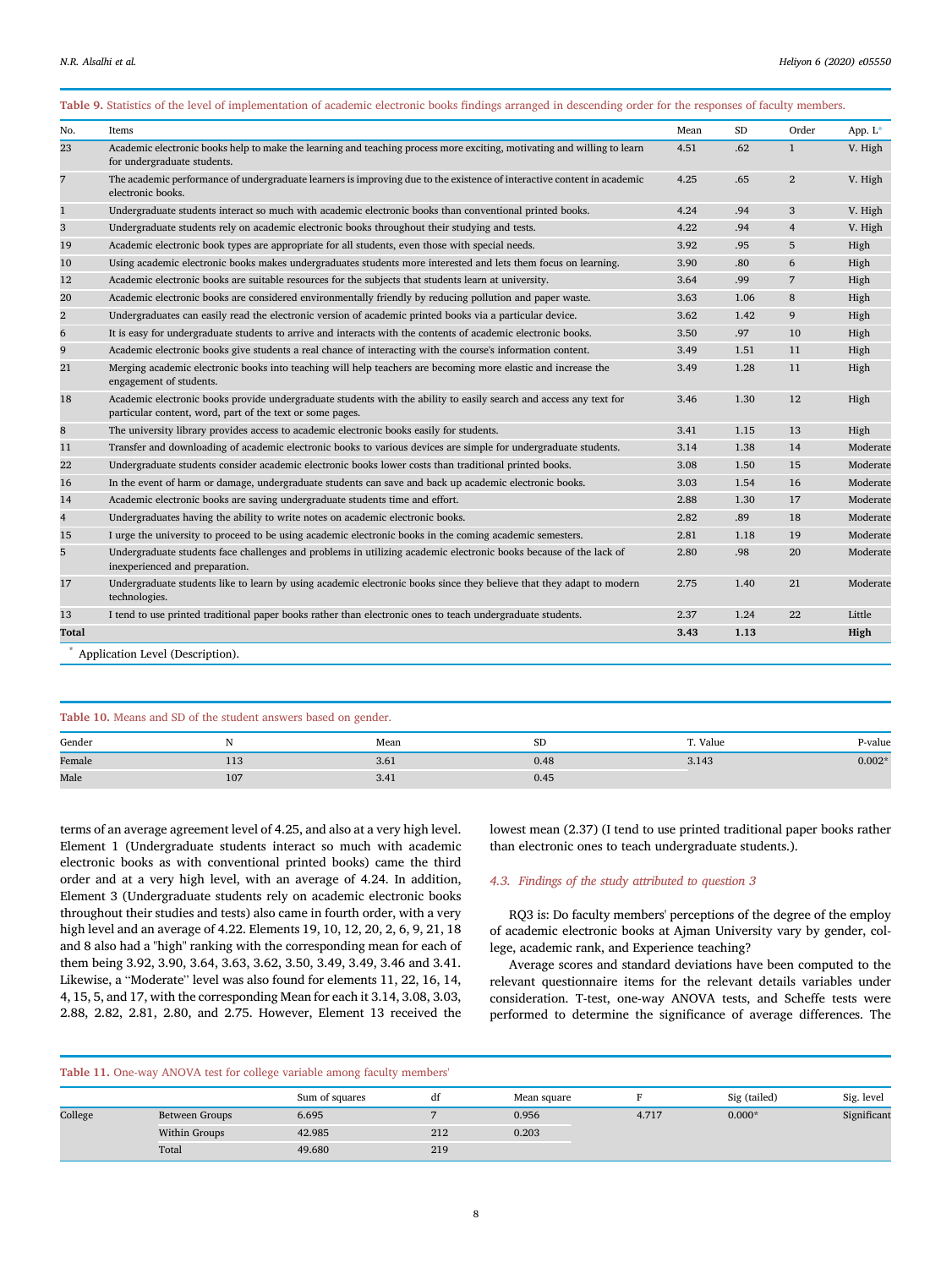**Table 9.** Statistics of the level of implementation of academic electronic books findings arranged in descending order for the responses of faculty members.

| No. | Items | Mean | SD | Order | App. L* |
|---|---|---|---|---|---|
| 23 | Academic electronic books help to make the learning and teaching process more exciting, motivating and willing to learn for undergraduate students. | 4.51 | .62 | 1 | V. High |
| 7 | The academic performance of undergraduate learners is improving due to the existence of interactive content in academic electronic books. | 4.25 | .65 | 2 | V. High |
| 1 | Undergraduate students interact so much with academic electronic books than conventional printed books. | 4.24 | .94 | 3 | V. High |
| 3 | Undergraduate students rely on academic electronic books throughout their studying and tests. | 4.22 | .94 | 4 | V. High |
| 19 | Academic electronic book types are appropriate for all students, even those with special needs. | 3.92 | .95 | 5 | High |
| 10 | Using academic electronic books makes undergraduates students more interested and lets them focus on learning. | 3.90 | .80 | 6 | High |
| 12 | Academic electronic books are suitable resources for the subjects that students learn at university. | 3.64 | .99 | 7 | High |
| 20 | Academic electronic books are considered environmentally friendly by reducing pollution and paper waste. | 3.63 | 1.06 | 8 | High |
| 2 | Undergraduates can easily read the electronic version of academic printed books via a particular device. | 3.62 | 1.42 | 9 | High |
| 6 | It is easy for undergraduate students to arrive and interacts with the contents of academic electronic books. | 3.50 | .97 | 10 | High |
| 9 | Academic electronic books give students a real chance of interacting with the course's information content. | 3.49 | 1.51 | 11 | High |
| 21 | Merging academic electronic books into teaching will help teachers are becoming more elastic and increase the engagement of students. | 3.49 | 1.28 | 11 | High |
| 18 | Academic electronic books provide undergraduate students with the ability to easily search and access any text for particular content, word, part of the text or some pages. | 3.46 | 1.30 | 12 | High |
| 8 | The university library provides access to academic electronic books easily for students. | 3.41 | 1.15 | 13 | High |
| 11 | Transfer and downloading of academic electronic books to various devices are simple for undergraduate students. | 3.14 | 1.38 | 14 | Moderate |
| 22 | Undergraduate students consider academic electronic books lower costs than traditional printed books. | 3.08 | 1.50 | 15 | Moderate |
| 16 | In the event of harm or damage, undergraduate students can save and back up academic electronic books. | 3.03 | 1.54 | 16 | Moderate |
| 14 | Academic electronic books are saving undergraduate students time and effort. | 2.88 | 1.30 | 17 | Moderate |
| 4 | Undergraduates having the ability to write notes on academic electronic books. | 2.82 | .89 | 18 | Moderate |
| 15 | I urge the university to proceed to be using academic electronic books in the coming academic semesters. | 2.81 | 1.18 | 19 | Moderate |
| 5 | Undergraduate students face challenges and problems in utilizing academic electronic books because of the lack of inexperienced and preparation. | 2.80 | .98 | 20 | Moderate |
| 17 | Undergraduate students like to learn by using academic electronic books since they believe that they adapt to modern technologies. | 2.75 | 1.40 | 21 | Moderate |
| 13 | I tend to use printed traditional paper books rather than electronic ones to teach undergraduate students. | 2.37 | 1.24 | 22 | Little |
| **Total** | | **3.43** | **1.13** | | **High** |

* Application Level (Description).

**Table 10.** Means and SD of the student answers based on gender.

| Gender | N | Mean | SD | T. Value | P-value |
|---|---|---|---|---|---|
| Female | 113 | 3.61 | 0.48 | 3.143 | 0.002* |
| Male | 107 | 3.41 | 0.45 | | |

terms of an average agreement level of 4.25, and also at a very high level. Element 1 (Undergraduate students interact so much with academic electronic books as with conventional printed books) came the third order and at a very high level, with an average of 4.24. In addition, Element 3 (Undergraduate students rely on academic electronic books throughout their studies and tests) also came in fourth order, with a very high level and an average of 4.22. Elements 19, 10, 12, 20, 2, 6, 9, 21, 18 and 8 also had a "high" ranking with the corresponding mean for each of them being 3.92, 3.90, 3.64, 3.63, 3.62, 3.50, 3.49, 3.49, 3.46 and 3.41. Likewise, a "Moderate" level was also found for elements 11, 22, 16, 14, 4, 15, 5, and 17, with the corresponding Mean for each it 3.14, 3.08, 3.03, 2.88, 2.82, 2.81, 2.80, and 2.75. However, Element 13 received the lowest mean (2.37) (I tend to use printed traditional paper books rather than electronic ones to teach undergraduate students.).

### 4.3. Findings of the study attributed to question 3

RQ3 is: Do faculty members' perceptions of the degree of the employ of academic electronic books at Ajman University vary by gender, college, academic rank, and Experience teaching?

Average scores and standard deviations have been computed to the relevant questionnaire items for the relevant details variables under consideration. T-test, one-way ANOVA tests, and Scheffe tests were performed to determine the significance of average differences. The

**Table 11.** One-way ANOVA test for college variable among faculty members'

| | | Sum of squares | df | Mean square | F | Sig (tailed) | Sig. level |
|---|---|---|---|---|---|---|---|
| College | Between Groups | 6.695 | 7 | 0.956 | 4.717 | 0.000* | Significant |
| | Within Groups | 42.985 | 212 | 0.203 | | | |
| | Total | 49.680 | 219 | | | | |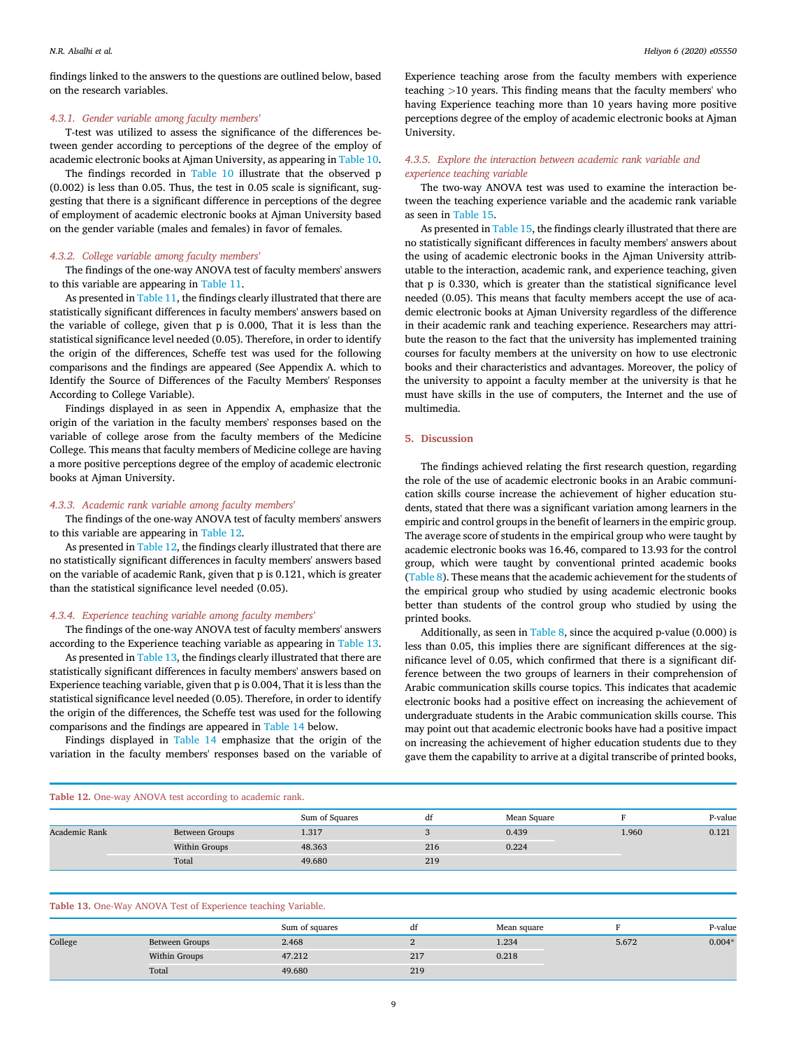findings linked to the answers to the questions are outlined below, based on the research variables.

#### 4.3.1. Gender variable among faculty members'

T-test was utilized to assess the significance of the differences between gender according to perceptions of the degree of the employ of academic electronic books at Ajman University, as appearing in Table 10.

The findings recorded in Table 10 illustrate that the observed p (0.002) is less than 0.05. Thus, the test in 0.05 scale is significant, suggesting that there is a significant difference in perceptions of the degree of employment of academic electronic books at Ajman University based on the gender variable (males and females) in favor of females.

#### 4.3.2. College variable among faculty members'

The findings of the one-way ANOVA test of faculty members' answers to this variable are appearing in Table 11.

As presented in Table 11, the findings clearly illustrated that there are statistically significant differences in faculty members' answers based on the variable of college, given that p is 0.000, That it is less than the statistical significance level needed (0.05). Therefore, in order to identify the origin of the differences, Scheffe test was used for the following comparisons and the findings are appeared (See Appendix A. which to Identify the Source of Differences of the Faculty Members' Responses According to College Variable).

Findings displayed in as seen in Appendix A, emphasize that the origin of the variation in the faculty members' responses based on the variable of college arose from the faculty members of the Medicine College. This means that faculty members of Medicine college are having a more positive perceptions degree of the employ of academic electronic books at Ajman University.

#### 4.3.3. Academic rank variable among faculty members'

The findings of the one-way ANOVA test of faculty members' answers to this variable are appearing in Table 12.

As presented in Table 12, the findings clearly illustrated that there are no statistically significant differences in faculty members' answers based on the variable of academic Rank, given that p is 0.121, which is greater than the statistical significance level needed (0.05).

#### 4.3.4. Experience teaching variable among faculty members'

The findings of the one-way ANOVA test of faculty members' answers according to the Experience teaching variable as appearing in Table 13.

As presented in Table 13, the findings clearly illustrated that there are statistically significant differences in faculty members' answers based on Experience teaching variable, given that p is 0.004, That it is less than the statistical significance level needed (0.05). Therefore, in order to identify the origin of the differences, the Scheffe test was used for the following comparisons and the findings are appeared in Table 14 below.

Findings displayed in Table 14 emphasize that the origin of the variation in the faculty members' responses based on the variable of Experience teaching arose from the faculty members with experience teaching >10 years. This finding means that the faculty members' who having Experience teaching more than 10 years having more positive perceptions degree of the employ of academic electronic books at Ajman University.

#### 4.3.5. Explore the interaction between academic rank variable and experience teaching variable

The two-way ANOVA test was used to examine the interaction between the teaching experience variable and the academic rank variable as seen in Table 15.

As presented in Table 15, the findings clearly illustrated that there are no statistically significant differences in faculty members' answers about the using of academic electronic books in the Ajman University attributable to the interaction, academic rank, and experience teaching, given that p is 0.330, which is greater than the statistical significance level needed (0.05). This means that faculty members accept the use of academic electronic books at Ajman University regardless of the difference in their academic rank and teaching experience. Researchers may attribute the reason to the fact that the university has implemented training courses for faculty members at the university on how to use electronic books and their characteristics and advantages. Moreover, the policy of the university to appoint a faculty member at the university is that he must have skills in the use of computers, the Internet and the use of multimedia.

## 5. Discussion

The findings achieved relating the first research question, regarding the role of the use of academic electronic books in an Arabic communication skills course increase the achievement of higher education students, stated that there was a significant variation among learners in the empiric and control groups in the benefit of learners in the empiric group. The average score of students in the empirical group who were taught by academic electronic books was 16.46, compared to 13.93 for the control group, which were taught by conventional printed academic books (Table 8). These means that the academic achievement for the students of the empirical group who studied by using academic electronic books better than students of the control group who studied by using the printed books.

Additionally, as seen in Table 8, since the acquired p-value (0.000) is less than 0.05, this implies there are significant differences at the significance level of 0.05, which confirmed that there is a significant difference between the two groups of learners in their comprehension of Arabic communication skills course topics. This indicates that academic electronic books had a positive effect on increasing the achievement of undergraduate students in the Arabic communication skills course. This may point out that academic electronic books have had a positive impact on increasing the achievement of higher education students due to they gave them the capability to arrive at a digital transcribe of printed books,

**Table 12.** One-way ANOVA test according to academic rank.

| | | Sum of Squares | df | Mean Square | F | P-value |
|---|---|---|---|---|---|---|
| Academic Rank | Between Groups | 1.317 | 3 | 0.439 | 1.960 | 0.121 |
| | Within Groups | 48.363 | 216 | 0.224 | | |
| | Total | 49.680 | 219 | | | |

**Table 13.** One-Way ANOVA Test of Experience teaching Variable.

| | | Sum of squares | df | Mean square | F | P-value |
|---|---|---|---|---|---|---|
| College | Between Groups | 2.468 | 2 | 1.234 | 5.672 | 0.004* |
| | Within Groups | 47.212 | 217 | 0.218 | | |
| | Total | 49.680 | 219 | | | |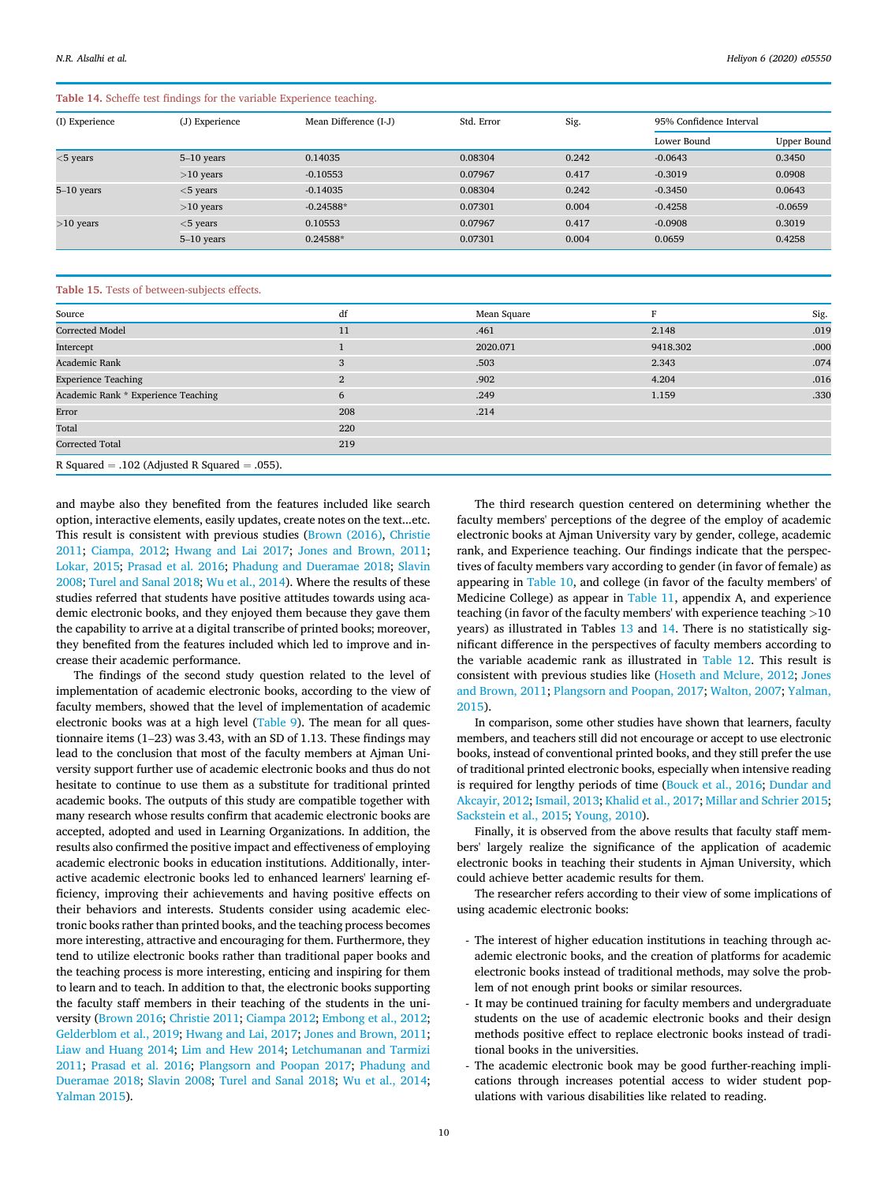**Table 14.** Scheffe test findings for the variable Experience teaching.

| (I) Experience | (J) Experience | Mean Difference (I-J) | Std. Error | Sig. | 95% Confidence Interval | |
|---|---|---|---|---|---|---|
| | | | | | Lower Bound | Upper Bound |
| <5 years | 5–10 years | 0.14035 | 0.08304 | 0.242 | -0.0643 | 0.3450 |
| | >10 years | -0.10553 | 0.07967 | 0.417 | -0.3019 | 0.0908 |
| 5–10 years | <5 years | -0.14035 | 0.08304 | 0.242 | -0.3450 | 0.0643 |
| | >10 years | -0.24588* | 0.07301 | 0.004 | -0.4258 | -0.0659 |
| >10 years | <5 years | 0.10553 | 0.07967 | 0.417 | -0.0908 | 0.3019 |
| | 5–10 years | 0.24588* | 0.07301 | 0.004 | 0.0659 | 0.4258 |

**Table 15.** Tests of between-subjects effects.

| Source | df | Mean Square | F | Sig. |
|---|---|---|---|---|
| Corrected Model | 11 | .461 | 2.148 | .019 |
| Intercept | 1 | 2020.071 | 9418.302 | .000 |
| Academic Rank | 3 | .503 | 2.343 | .074 |
| Experience Teaching | 2 | .902 | 4.204 | .016 |
| Academic Rank * Experience Teaching | 6 | .249 | 1.159 | .330 |
| Error | 208 | .214 | | |
| Total | 220 | | | |
| Corrected Total | 219 | | | |

R Squared = .102 (Adjusted R Squared = .055).

and maybe also they benefited from the features included like search option, interactive elements, easily updates, create notes on the text…etc. This result is consistent with previous studies (Brown (2016), Christie 2011; Ciampa, 2012; Hwang and Lai 2017; Jones and Brown, 2011; Lokar, 2015; Prasad et al. 2016; Phadung and Dueramae 2018; Slavin 2008; Turel and Sanal 2018; Wu et al., 2014). Where the results of these studies referred that students have positive attitudes towards using academic electronic books, and they enjoyed them because they gave them the capability to arrive at a digital transcribe of printed books; moreover, they benefited from the features included which led to improve and increase their academic performance.

The findings of the second study question related to the level of implementation of academic electronic books, according to the view of faculty members, showed that the level of implementation of academic electronic books was at a high level (Table 9). The mean for all questionnaire items (1–23) was 3.43, with an SD of 1.13. These findings may lead to the conclusion that most of the faculty members at Ajman University support further use of academic electronic books and thus do not hesitate to continue to use them as a substitute for traditional printed academic books. The outputs of this study are compatible together with many research whose results confirm that academic electronic books are accepted, adopted and used in Learning Organizations. In addition, the results also confirmed the positive impact and effectiveness of employing academic electronic books in education institutions. Additionally, interactive academic electronic books led to enhanced learners' learning efficiency, improving their achievements and having positive effects on their behaviors and interests. Students consider using academic electronic books rather than printed books, and the teaching process becomes more interesting, attractive and encouraging for them. Furthermore, they tend to utilize electronic books rather than traditional paper books and the teaching process is more interesting, enticing and inspiring for them to learn and to teach. In addition to that, the electronic books supporting the faculty staff members in their teaching of the students in the university (Brown 2016; Christie 2011; Ciampa 2012; Embong et al., 2012; Gelderblom et al., 2019; Hwang and Lai, 2017; Jones and Brown, 2011; Liaw and Huang 2014; Lim and Hew 2014; Letchumanan and Tarmizi 2011; Prasad et al. 2016; Plangsorn and Poopan 2017; Phadung and Dueramae 2018; Slavin 2008; Turel and Sanal 2018; Wu et al., 2014; Yalman 2015).

The third research question centered on determining whether the faculty members' perceptions of the degree of the employ of academic electronic books at Ajman University vary by gender, college, academic rank, and Experience teaching. Our findings indicate that the perspectives of faculty members vary according to gender (in favor of female) as appearing in Table 10, and college (in favor of the faculty members' of Medicine College) as appear in Table 11, appendix A, and experience teaching (in favor of the faculty members' with experience teaching >10 years) as illustrated in Tables 13 and 14. There is no statistically significant difference in the perspectives of faculty members according to the variable academic rank as illustrated in Table 12. This result is consistent with previous studies like (Hoseth and Mclure, 2012; Jones and Brown, 2011; Plangsorn and Poopan, 2017; Walton, 2007; Yalman, 2015).

In comparison, some other studies have shown that learners, faculty members, and teachers still did not encourage or accept to use electronic books, instead of conventional printed books, and they still prefer the use of traditional printed electronic books, especially when intensive reading is required for lengthy periods of time (Bouck et al., 2016; Dundar and Akcayir, 2012; Ismail, 2013; Khalid et al., 2017; Millar and Schrier 2015; Sackstein et al., 2015; Young, 2010).

Finally, it is observed from the above results that faculty staff members' largely realize the significance of the application of academic electronic books in teaching their students in Ajman University, which could achieve better academic results for them.

The researcher refers according to their view of some implications of using academic electronic books:

- The interest of higher education institutions in teaching through academic electronic books, and the creation of platforms for academic electronic books instead of traditional methods, may solve the problem of not enough print books or similar resources.
- It may be continued training for faculty members and undergraduate students on the use of academic electronic books and their design methods positive effect to replace electronic books instead of traditional books in the universities.
- The academic electronic book may be good further-reaching implications through increases potential access to wider student populations with various disabilities like related to reading.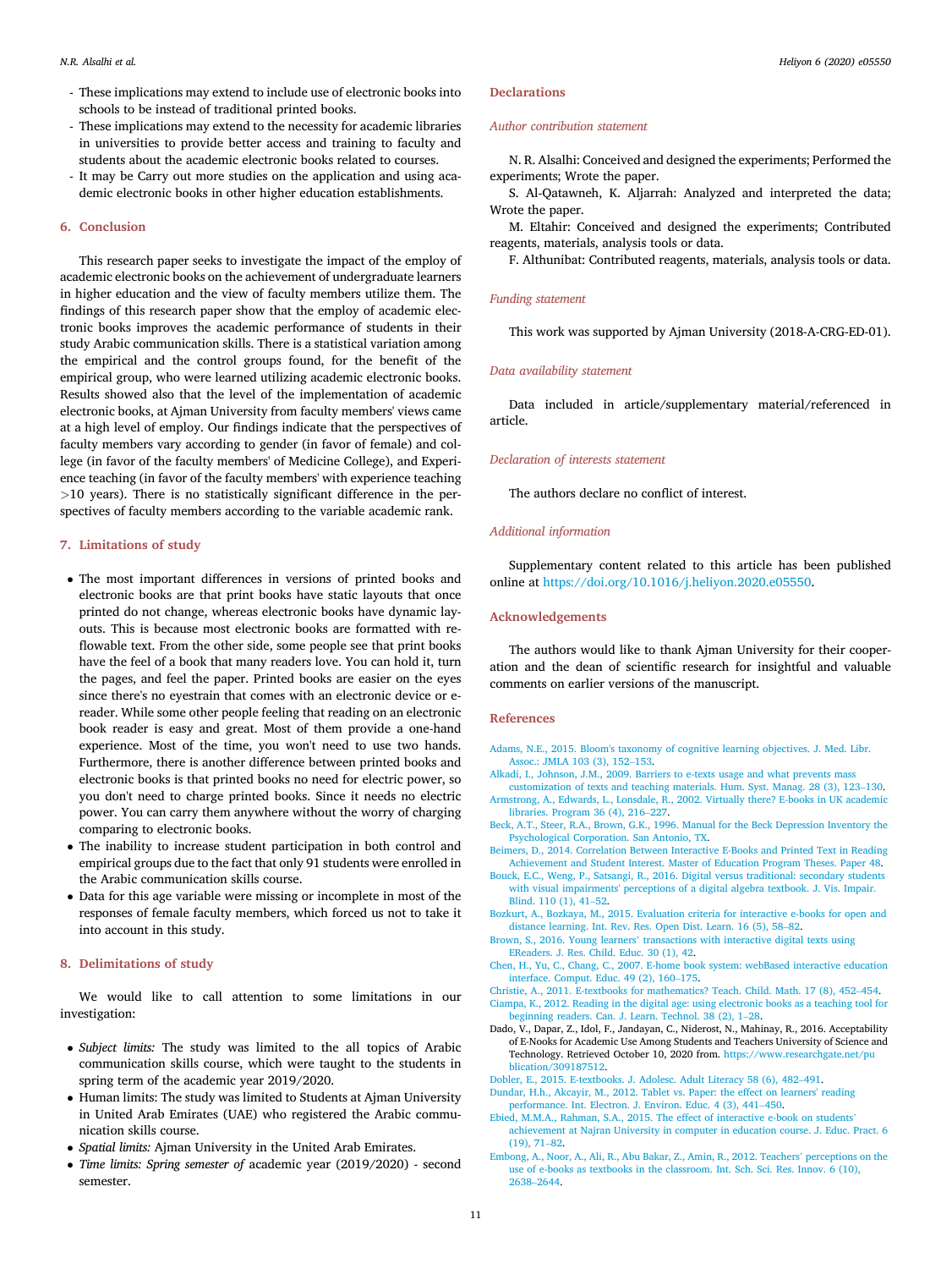- These implications may extend to include use of electronic books into schools to be instead of traditional printed books.
- These implications may extend to the necessity for academic libraries in universities to provide better access and training to faculty and students about the academic electronic books related to courses.
- It may be Carry out more studies on the application and using academic electronic books in other higher education establishments.

## 6. Conclusion

This research paper seeks to investigate the impact of the employ of academic electronic books on the achievement of undergraduate learners in higher education and the view of faculty members utilize them. The findings of this research paper show that the employ of academic electronic books improves the academic performance of students in their study Arabic communication skills. There is a statistical variation among the empirical and the control groups found, for the benefit of the empirical group, who were learned utilizing academic electronic books. Results showed also that the level of the implementation of academic electronic books, at Ajman University from faculty members' views came at a high level of employ. Our findings indicate that the perspectives of faculty members vary according to gender (in favor of female) and college (in favor of the faculty members' of Medicine College), and Experience teaching (in favor of the faculty members' with experience teaching >10 years). There is no statistically significant difference in the perspectives of faculty members according to the variable academic rank.

## 7. Limitations of study

- The most important differences in versions of printed books and electronic books are that print books have static layouts that once printed do not change, whereas electronic books have dynamic layouts. This is because most electronic books are formatted with reflowable text. From the other side, some people see that print books have the feel of a book that many readers love. You can hold it, turn the pages, and feel the paper. Printed books are easier on the eyes since there's no eyestrain that comes with an electronic device or e-reader. While some other people feeling that reading on an electronic book reader is easy and great. Most of them provide a one-hand experience. Most of the time, you won't need to use two hands. Furthermore, there is another difference between printed books and electronic books is that printed books no need for electric power, so you don't need to charge printed books. Since it needs no electric power. You can carry them anywhere without the worry of charging comparing to electronic books.
- The inability to increase student participation in both control and empirical groups due to the fact that only 91 students were enrolled in the Arabic communication skills course.
- Data for this age variable were missing or incomplete in most of the responses of female faculty members, which forced us not to take it into account in this study.

## 8. Delimitations of study

We would like to call attention to some limitations in our investigation:

- *Subject limits:* The study was limited to the all topics of Arabic communication skills course, which were taught to the students in spring term of the academic year 2019/2020.
- Human limits: The study was limited to Students at Ajman University in United Arab Emirates (UAE) who registered the Arabic communication skills course.
- *Spatial limits:* Ajman University in the United Arab Emirates.
- *Time limits: Spring semester of* academic year (2019/2020) - second semester.

## Declarations

### *Author contribution statement*

N. R. Alsalhi: Conceived and designed the experiments; Performed the experiments; Wrote the paper.

S. Al-Qatawneh, K. Aljarrah: Analyzed and interpreted the data; Wrote the paper.

M. Eltahir: Conceived and designed the experiments; Contributed reagents, materials, analysis tools or data.

F. Althunibat: Contributed reagents, materials, analysis tools or data.

### *Funding statement*

This work was supported by Ajman University (2018-A-CRG-ED-01).

### *Data availability statement*

Data included in article/supplementary material/referenced in article.

### *Declaration of interests statement*

The authors declare no conflict of interest.

### *Additional information*

Supplementary content related to this article has been published online at https://doi.org/10.1016/j.heliyon.2020.e05550.

## Acknowledgements

The authors would like to thank Ajman University for their cooperation and the dean of scientific research for insightful and valuable comments on earlier versions of the manuscript.

## References

Adams, N.E., 2015. Bloom's taxonomy of cognitive learning objectives. J. Med. Libr. Assoc.: JMLA 103 (3), 152–153.

Alkadi, I., Johnson, J.M., 2009. Barriers to e-texts usage and what prevents mass customization of texts and teaching materials. Hum. Syst. Manag. 28 (3), 123–130.

Armstrong, A., Edwards, L., Lonsdale, R., 2002. Virtually there? E-books in UK academic libraries. Program 36 (4), 216–227.

Beck, A.T., Steer, R.A., Brown, G.K., 1996. Manual for the Beck Depression Inventory the Psychological Corporation. San Antonio, TX.

Beimers, D., 2014. Correlation Between Interactive E-Books and Printed Text in Reading Achievement and Student Interest. Master of Education Program Theses. Paper 48.

Bouck, E.C., Weng, P., Satsangi, R., 2016. Digital versus traditional: secondary students with visual impairments' perceptions of a digital algebra textbook. J. Vis. Impair. Blind. 110 (1), 41–52.

Bozkurt, A., Bozkaya, M., 2015. Evaluation criteria for interactive e-books for open and distance learning. Int. Rev. Res. Open Dist. Learn. 16 (5), 58–82.

Brown, S., 2016. Young learners' transactions with interactive digital texts using EReaders. J. Res. Child. Educ. 30 (1), 42.

Chen, H., Yu, C., Chang, C., 2007. E-home book system: webBased interactive education interface. Comput. Educ. 49 (2), 160–175.

Christie, A., 2011. E-textbooks for mathematics? Teach. Child. Math. 17 (8), 452–454.

Ciampa, K., 2012. Reading in the digital age: using electronic books as a teaching tool for beginning readers. Can. J. Learn. Technol. 38 (2), 1–28.

Dado, V., Dapar, Z., Idol, F., Jandayan, C., Niderost, N., Mahinay, R., 2016. Acceptability of E-Nooks for Academic Use Among Students and Teachers University of Science and Technology. Retrieved October 10, 2020 from. https://www.researchgate.net/publication/309187512.

Dobler, E., 2015. E-textbooks. J. Adolesc. Adult Literacy 58 (6), 482–491.

Dundar, H.h., Akcayir, M., 2012. Tablet vs. Paper: the effect on learners' reading performance. Int. Electron. J. Environ. Educ. 4 (3), 441–450.

Ebied, M.M.A., Rahman, S.A., 2015. The effect of interactive e-book on students' achievement at Najran University in computer in education course. J. Educ. Pract. 6 (19), 71–82.

Embong, A., Noor, A., Ali, R., Abu Bakar, Z., Amin, R., 2012. Teachers' perceptions on the use of e-books as textbooks in the classroom. Int. Sch. Sci. Res. Innov. 6 (10), 2638–2644.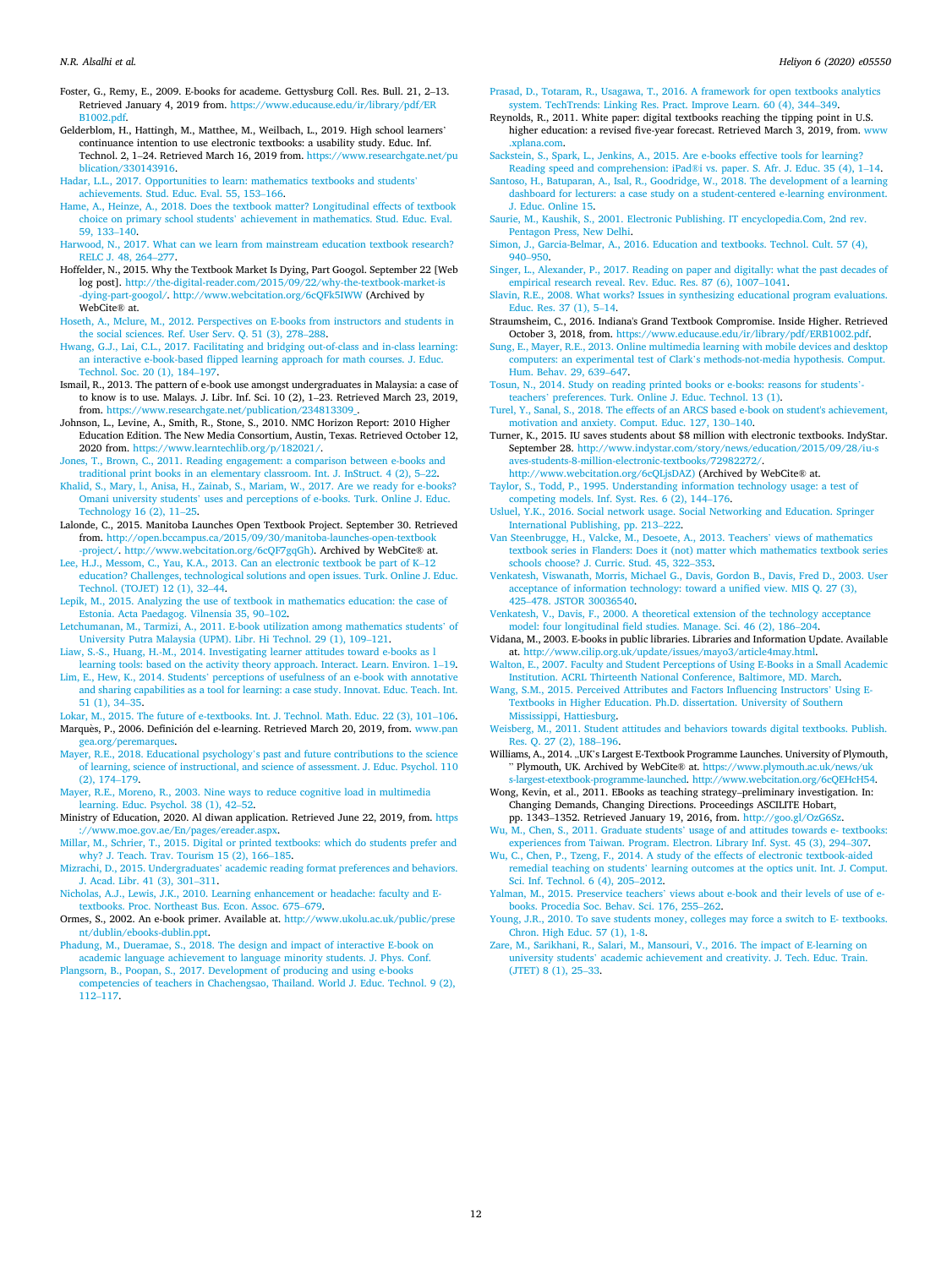Foster, G., Remy, E., 2009. E-books for academe. Gettysburg Coll. Res. Bull. 21, 2–13. Retrieved January 4, 2019 from. https://www.educause.edu/ir/library/pdf/ERB1002.pdf.

Gelderblom, H., Hattingh, M., Matthee, M., Weilbach, L., 2019. High school learners' continuance intention to use electronic textbooks: a usability study. Educ. Inf. Technol. 2, 1–24. Retrieved March 16, 2019 from. https://www.researchgate.net/publication/330143916.

Hadar, L.L., 2017. Opportunities to learn: mathematics textbooks and students' achievements. Stud. Educ. Eval. 55, 153–166.

Hame, A., Heinze, A., 2018. Does the textbook matter? Longitudinal effects of textbook choice on primary school students' achievement in mathematics. Stud. Educ. Eval. 59, 133–140.

Harwood, N., 2017. What can we learn from mainstream education textbook research? RELC J. 48, 264–277.

Hoffelder, N., 2015. Why the Textbook Market Is Dying, Part Googol. September 22 [Web log post]. http://the-digital-reader.com/2015/09/22/why-the-textbook-market-is-dying-part-googol/. http://www.webcitation.org/6cQFk5IWW (Archived by WebCite® at.

Hoseth, A., Mclure, M., 2012. Perspectives on E-books from instructors and students in the social sciences. Ref. User Serv. Q. 51 (3), 278–288.

Hwang, G.J., Lai, C.L., 2017. Facilitating and bridging out-of-class and in-class learning: an interactive e-book-based flipped learning approach for math courses. J. Educ. Technol. Soc. 20 (1), 184–197.

Ismail, R., 2013. The pattern of e-book use amongst undergraduates in Malaysia: a case of to know is to use. Malays. J. Libr. Inf. Sci. 10 (2), 1–23. Retrieved March 23, 2019, from. https://www.researchgate.net/publication/234813309_.

Johnson, L., Levine, A., Smith, R., Stone, S., 2010. NMC Horizon Report: 2010 Higher Education Edition. The New Media Consortium, Austin, Texas. Retrieved October 12, 2020 from. https://www.learntechlib.org/p/182021/.

Jones, T., Brown, C., 2011. Reading engagement: a comparison between e-books and traditional print books in an elementary classroom. Int. J. InStruct. 4 (2), 5–22.

Khalid, S., Mary, l., Anisa, H., Zainab, S., Mariam, W., 2017. Are we ready for e-books? Omani university students' uses and perceptions of e-books. Turk. Online J. Educ. Technology 16 (2), 11–25.

Lalonde, C., 2015. Manitoba Launches Open Textbook Project. September 30. Retrieved from. http://open.bccampus.ca/2015/09/30/manitoba-launches-open-textbook-project/. http://www.webcitation.org/6cQF7gqGh). Archived by WebCite® at.

Lee, H.J., Messom, C., Yau, K.A., 2013. Can an electronic textbook be part of K–12 education? Challenges, technological solutions and open issues. Turk. Online J. Educ. Technol. (TOJET) 12 (1), 32–44.

Lepik, M., 2015. Analyzing the use of textbook in mathematics education: the case of Estonia. Acta Paedagog. Vilnensia 35, 90–102.

Letchumanan, M., Tarmizi, A., 2011. E-book utilization among mathematics students' of University Putra Malaysia (UPM). Libr. Hi Technol. 29 (1), 109–121.

Liaw, S.-S., Huang, H.-M., 2014. Investigating learner attitudes toward e-books as l learning tools: based on the activity theory approach. Interact. Learn. Environ. 1–19.

Lim, E., Hew, K., 2014. Students' perceptions of usefulness of an e-book with annotative and sharing capabilities as a tool for learning: a case study. Innovat. Educ. Teach. Int. 51 (1), 34–35.

Lokar, M., 2015. The future of e-textbooks. Int. J. Technol. Math. Educ. 22 (3), 101–106.

Marquès, P., 2006. Definición del e-learning. Retrieved March 20, 2019, from. www.pangea.org/peremarques.

Mayer, R.E., 2018. Educational psychology's past and future contributions to the science of learning, science of instructional, and science of assessment. J. Educ. Psychol. 110 (2), 174–179.

Mayer, R.E., Moreno, R., 2003. Nine ways to reduce cognitive load in multimedia learning. Educ. Psychol. 38 (1), 42–52.

Ministry of Education, 2020. Al diwan application. Retrieved June 22, 2019, from. https://www.moe.gov.ae/En/pages/ereader.aspx.

Millar, M., Schrier, T., 2015. Digital or printed textbooks: which do students prefer and why? J. Teach. Trav. Tourism 15 (2), 166–185.

Mizrachi, D., 2015. Undergraduates' academic reading format preferences and behaviors. J. Acad. Libr. 41 (3), 301–311.

Nicholas, A.J., Lewis, J.K., 2010. Learning enhancement or headache: faculty and E-textbooks. Proc. Northeast Bus. Econ. Assoc. 675–679.

Ormes, S., 2002. An e-book primer. Available at. http://www.ukolu.ac.uk/public/present/dublin/ebooks-dublin.ppt.

Phadung, M., Dueramae, S., 2018. The design and impact of interactive E-book on academic language achievement to language minority students. J. Phys. Conf.

Plangsorn, B., Poopan, S., 2017. Development of producing and using e-books competencies of teachers in Chachengsao, Thailand. World J. Educ. Technol. 9 (2), 112–117.

Prasad, D., Totaram, R., Usagawa, T., 2016. A framework for open textbooks analytics system. TechTrends: Linking Res. Pract. Improve Learn. 60 (4), 344–349.

Reynolds, R., 2011. White paper: digital textbooks reaching the tipping point in U.S. higher education: a revised five-year forecast. Retrieved March 3, 2019, from. www.xplana.com.

Sackstein, S., Spark, L., Jenkins, A., 2015. Are e-books effective tools for learning? Reading speed and comprehension: iPad®i vs. paper. S. Afr. J. Educ. 35 (4), 1–14.

Santoso, H., Batuparan, A., Isal, R., Goodridge, W., 2018. The development of a learning dashboard for lecturers: a case study on a student-centered e-learning environment. J. Educ. Online 15.

Saurie, M., Kaushik, S., 2001. Electronic Publishing. IT encyclopedia.Com, 2nd rev. Pentagon Press, New Delhi.

Simon, J., Garcia-Belmar, A., 2016. Education and textbooks. Technol. Cult. 57 (4), 940–950.

Singer, L., Alexander, P., 2017. Reading on paper and digitally: what the past decades of empirical research reveal. Rev. Educ. Res. 87 (6), 1007–1041.

Slavin, R.E., 2008. What works? Issues in synthesizing educational program evaluations. Educ. Res. 37 (1), 5–14.

Straumsheim, C., 2016. Indiana's Grand Textbook Compromise. Inside Higher. Retrieved October 3, 2018, from. https://www.educause.edu/ir/library/pdf/ERB1002.pdf.

Sung, E., Mayer, R.E., 2013. Online multimedia learning with mobile devices and desktop computers: an experimental test of Clark's methods-not-media hypothesis. Comput. Hum. Behav. 29, 639–647.

Tosun, N., 2014. Study on reading printed books or e-books: reasons for students'-teachers' preferences. Turk. Online J. Educ. Technol. 13 (1).

Turel, Y., Sanal, S., 2018. The effects of an ARCS based e-book on student's achievement, motivation and anxiety. Comput. Educ. 127, 130–140.

Turner, L., 2015. IU saves students about $8 million with electronic textbooks. IndyStar. September 28. http://www.indystar.com/story/news/education/2015/09/28/iu-saves-students-8-million-electronic-textbooks/72982272/. http://www.webcitation.org/6cQLjsDAZ) (Archived by WebCite® at.

Taylor, S., Todd, P., 1995. Understanding information technology usage: a test of competing models. Inf. Syst. Res. 6 (2), 144–176.

Usluel, Y.K., 2016. Social network usage. Social Networking and Education. Springer International Publishing, pp. 213–222.

Van Steenbrugge, H., Valcke, M., Desoete, A., 2013. Teachers' views of mathematics textbook series in Flanders: Does it (not) matter which mathematics textbook series schools choose? J. Curric. Stud. 45, 322–353.

Venkatesh, Viswanath, Morris, Michael G., Davis, Gordon B., Davis, Fred D., 2003. User acceptance of information technology: toward a unified view. MIS Q. 27 (3), 425–478. JSTOR 30036540.

Venkatesh, V., Davis, F., 2000. A theoretical extension of the technology acceptance model: four longitudinal field studies. Manage. Sci. 46 (2), 186–204.

Vidana, M., 2003. E-books in public libraries. Libraries and Information Update. Available at. http://www.cilip.org.uk/update/issues/mayo3/article4may.html.

Walton, E., 2007. Faculty and Student Perceptions of Using E-Books in a Small Academic Institution. ACRL Thirteenth National Conference, Baltimore, MD. March.

Wang, S.M., 2015. Perceived Attributes and Factors Influencing Instructors' Using E-Textbooks in Higher Education. Ph.D. dissertation. University of Southern Mississippi, Hattiesburg.

Weisberg, M., 2011. Student attitudes and behaviors towards digital textbooks. Publish. Res. Q. 27 (2), 188–196.

Williams, A., 2014. „UK's Largest E-Textbook Programme Launches. University of Plymouth, " Plymouth, UK. Archived by WebCite® at. https://www.plymouth.ac.uk/news/uks-largest-etextbook-programme-launched. http://www.webcitation.org/6cQEHcH54.

Wong, Kevin, et al., 2011. EBooks as teaching strategy–preliminary investigation. In: Changing Demands, Changing Directions. Proceedings ASCILITE Hobart, pp. 1343–1352. Retrieved January 19, 2016, from. http://goo.gl/OzG6Sz.

Wu, M., Chen, S., 2011. Graduate students' usage of and attitudes towards e- textbooks: experiences from Taiwan. Program. Electron. Library Inf. Syst. 45 (3), 294–307.

Wu, C., Chen, P., Tzeng, F., 2014. A study of the effects of electronic textbook-aided remedial teaching on students' learning outcomes at the optics unit. Int. J. Comput. Sci. Inf. Technol. 6 (4), 205–2012.

Yalman, M., 2015. Preservice teachers' views about e-book and their levels of use of e-books. Procedia Soc. Behav. Sci. 176, 255–262.

Young, J.R., 2010. To save students money, colleges may force a switch to E- textbooks. Chron. High Educ. 57 (1), 1-8.

Zare, M., Sarikhani, R., Salari, M., Mansouri, V., 2016. The impact of E-learning on university students' academic achievement and creativity. J. Tech. Educ. Train. (JTET) 8 (1), 25–33.